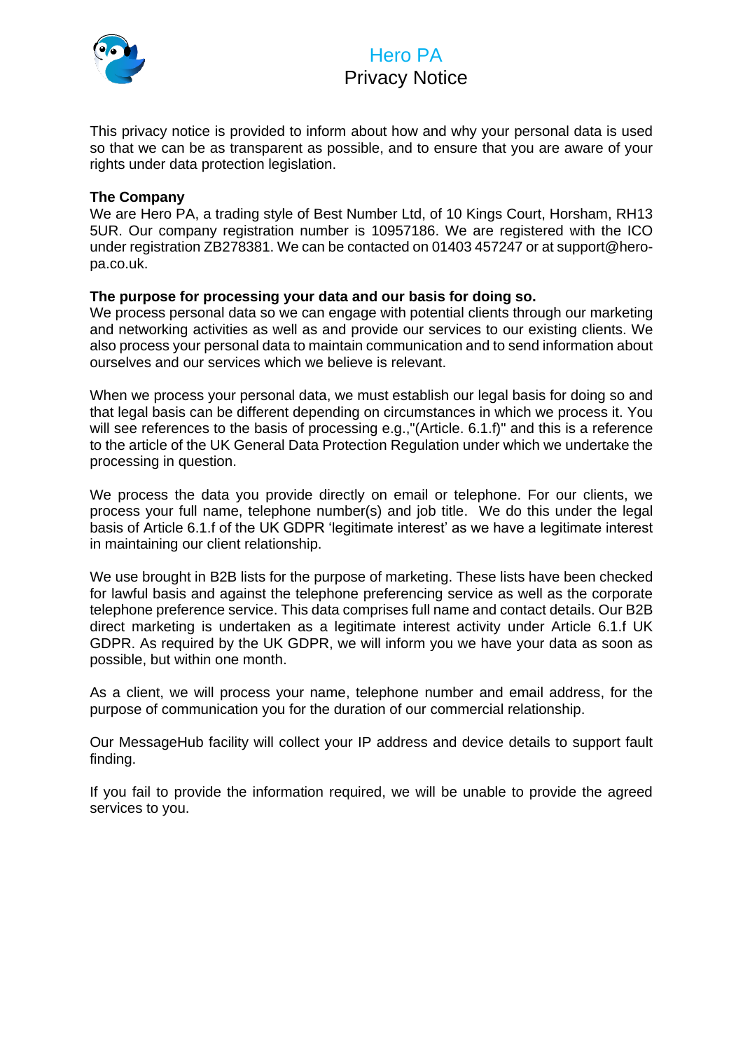# Hero PA
## Privacy Notice

This privacy notice is provided to inform about how and why your personal data is used so that we can be as transparent as possible, and to ensure that you are aware of your rights under data protection legislation.

**The Company**

We are Hero PA, a trading style of Best Number Ltd, of 10 Kings Court, Horsham, RH13 5UR. Our company registration number is 10957186. We are registered with the ICO under registration ZB278381. We can be contacted on 01403 457247 or at support@hero-pa.co.uk.

**The purpose for processing your data and our basis for doing so.**

We process personal data so we can engage with potential clients through our marketing and networking activities as well as and provide our services to our existing clients. We also process your personal data to maintain communication and to send information about ourselves and our services which we believe is relevant.

When we process your personal data, we must establish our legal basis for doing so and that legal basis can be different depending on circumstances in which we process it. You will see references to the basis of processing e.g.,"(Article. 6.1.f)" and this is a reference to the article of the UK General Data Protection Regulation under which we undertake the processing in question.

We process the data you provide directly on email or telephone. For our clients, we process your full name, telephone number(s) and job title. We do this under the legal basis of Article 6.1.f of the UK GDPR 'legitimate interest' as we have a legitimate interest in maintaining our client relationship.

We use brought in B2B lists for the purpose of marketing. These lists have been checked for lawful basis and against the telephone preferencing service as well as the corporate telephone preference service. This data comprises full name and contact details. Our B2B direct marketing is undertaken as a legitimate interest activity under Article 6.1.f UK GDPR. As required by the UK GDPR, we will inform you we have your data as soon as possible, but within one month.

As a client, we will process your name, telephone number and email address, for the purpose of communication you for the duration of our commercial relationship.

Our MessageHub facility will collect your IP address and device details to support fault finding.

If you fail to provide the information required, we will be unable to provide the agreed services to you.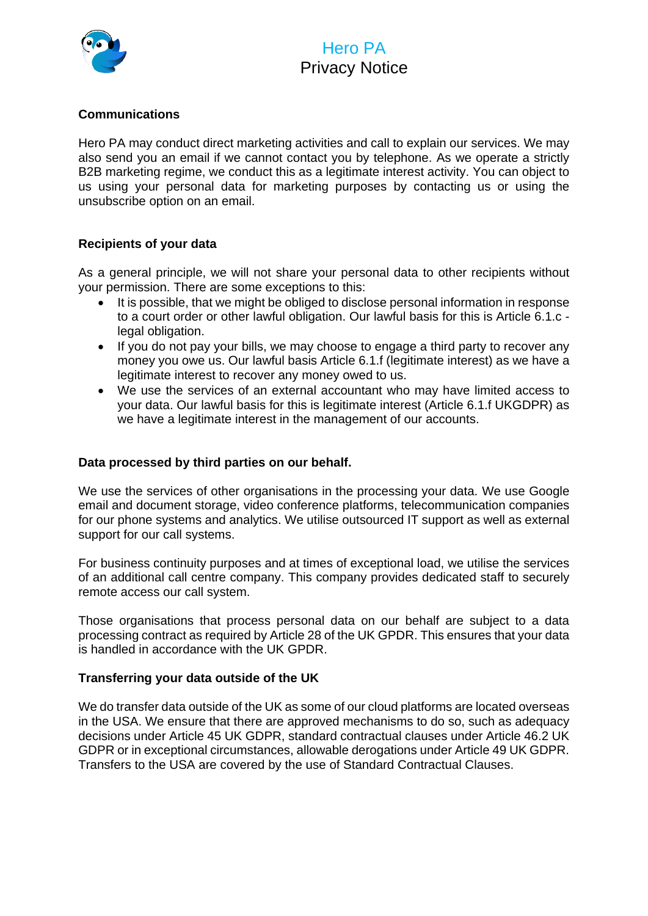## Communications

Hero PA may conduct direct marketing activities and call to explain our services. We may also send you an email if we cannot contact you by telephone. As we operate a strictly B2B marketing regime, we conduct this as a legitimate interest activity. You can object to us using your personal data for marketing purposes by contacting us or using the unsubscribe option on an email.

## Recipients of your data

As a general principle, we will not share your personal data to other recipients without your permission. There are some exceptions to this:

- It is possible, that we might be obliged to disclose personal information in response to a court order or other lawful obligation. Our lawful basis for this is Article 6.1.c - legal obligation.
- If you do not pay your bills, we may choose to engage a third party to recover any money you owe us. Our lawful basis Article 6.1.f (legitimate interest) as we have a legitimate interest to recover any money owed to us.
- We use the services of an external accountant who may have limited access to your data. Our lawful basis for this is legitimate interest (Article 6.1.f UKGDPR) as we have a legitimate interest in the management of our accounts.

## Data processed by third parties on our behalf.

We use the services of other organisations in the processing your data. We use Google email and document storage, video conference platforms, telecommunication companies for our phone systems and analytics. We utilise outsourced IT support as well as external support for our call systems.

For business continuity purposes and at times of exceptional load, we utilise the services of an additional call centre company. This company provides dedicated staff to securely remote access our call system.

Those organisations that process personal data on our behalf are subject to a data processing contract as required by Article 28 of the UK GPDR. This ensures that your data is handled in accordance with the UK GPDR.

## Transferring your data outside of the UK

We do transfer data outside of the UK as some of our cloud platforms are located overseas in the USA. We ensure that there are approved mechanisms to do so, such as adequacy decisions under Article 45 UK GDPR, standard contractual clauses under Article 46.2 UK GDPR or in exceptional circumstances, allowable derogations under Article 49 UK GDPR. Transfers to the USA are covered by the use of Standard Contractual Clauses.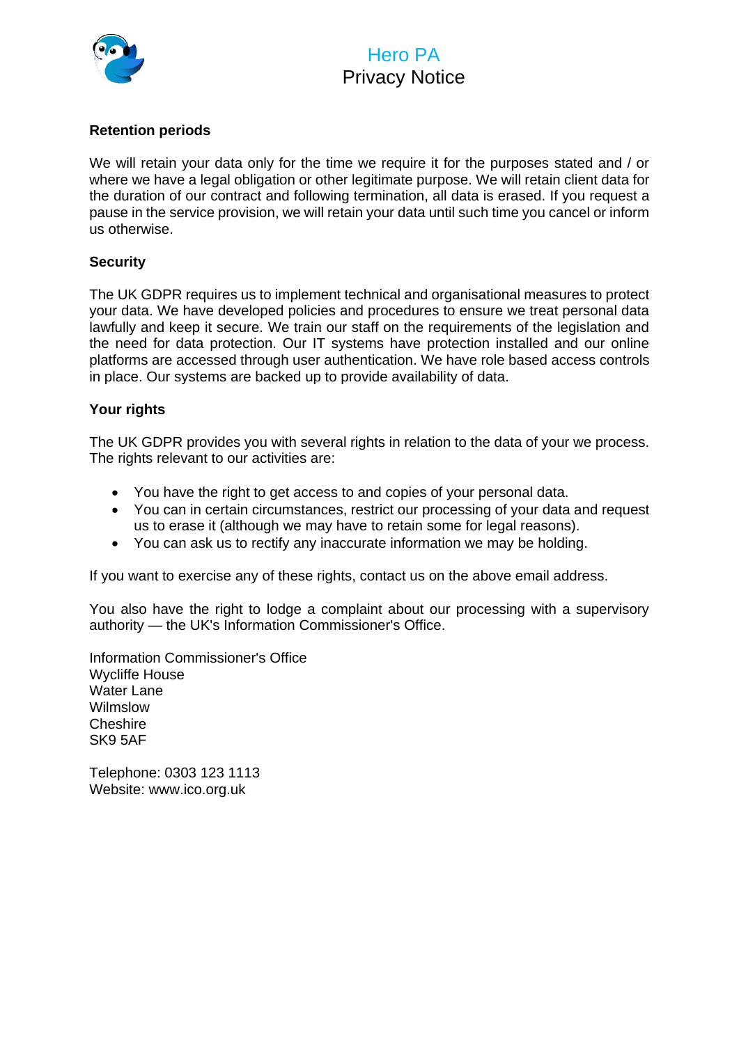**Retention periods**

We will retain your data only for the time we require it for the purposes stated and / or where we have a legal obligation or other legitimate purpose. We will retain client data for the duration of our contract and following termination, all data is erased. If you request a pause in the service provision, we will retain your data until such time you cancel or inform us otherwise.

**Security**

The UK GDPR requires us to implement technical and organisational measures to protect your data. We have developed policies and procedures to ensure we treat personal data lawfully and keep it secure. We train our staff on the requirements of the legislation and the need for data protection. Our IT systems have protection installed and our online platforms are accessed through user authentication. We have role based access controls in place. Our systems are backed up to provide availability of data.

**Your rights**

The UK GDPR provides you with several rights in relation to the data of your we process. The rights relevant to our activities are:

- You have the right to get access to and copies of your personal data.
- You can in certain circumstances, restrict our processing of your data and request us to erase it (although we may have to retain some for legal reasons).
- You can ask us to rectify any inaccurate information we may be holding.

If you want to exercise any of these rights, contact us on the above email address.

You also have the right to lodge a complaint about our processing with a supervisory authority — the UK's Information Commissioner's Office.

Information Commissioner's Office
Wycliffe House
Water Lane
Wilmslow
Cheshire
SK9 5AF

Telephone: 0303 123 1113
Website: www.ico.org.uk